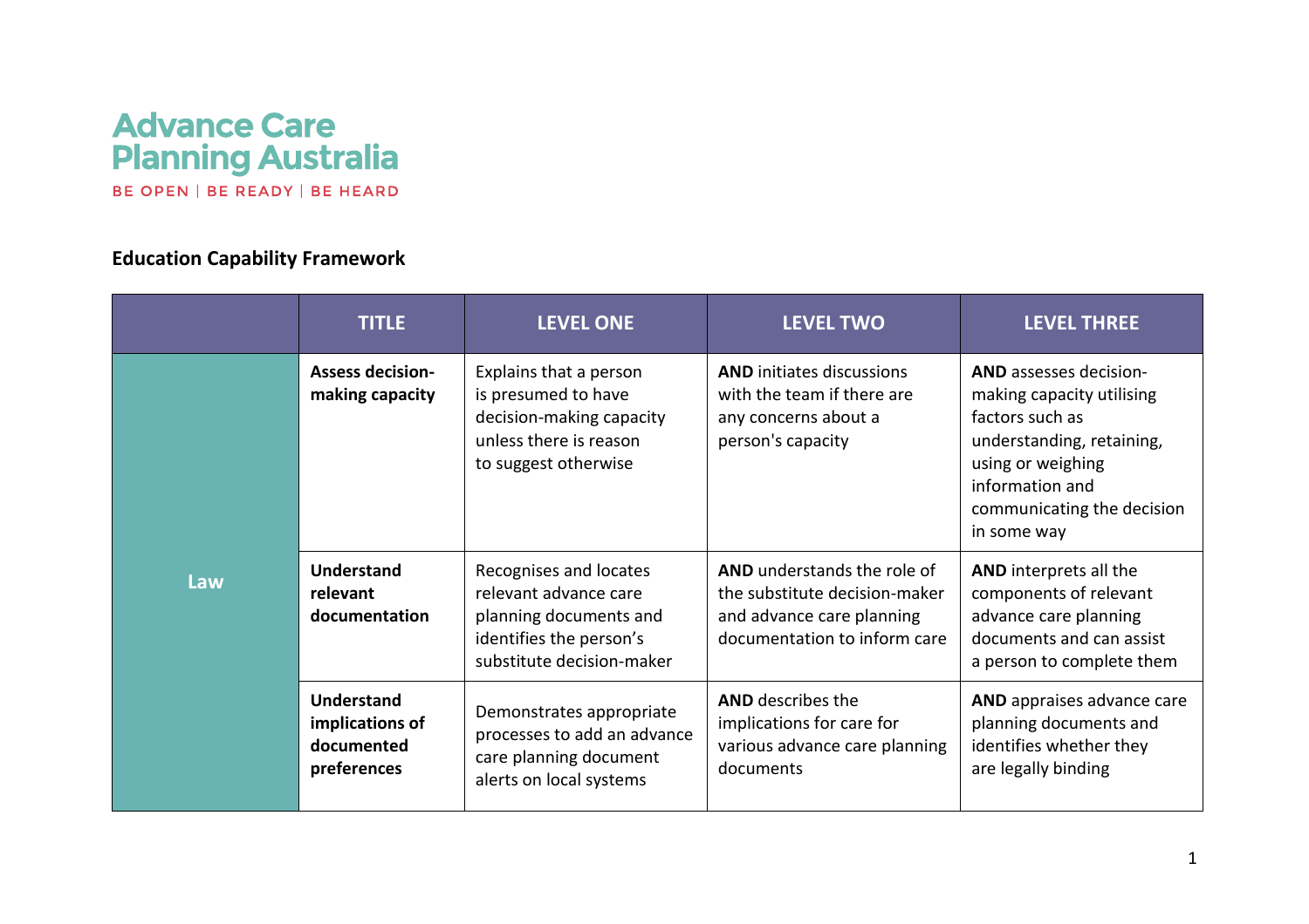Advance Care Planning Australia

BE OPEN | BE READY | BE HEARD

**Education Capability Framework**

| | TITLE | LEVEL ONE | LEVEL TWO | LEVEL THREE |
|---|---|---|---|---|
| Law | **Assess decision-making capacity** | Explains that a person is presumed to have decision-making capacity unless there is reason to suggest otherwise | **AND** initiates discussions with the team if there are any concerns about a person's capacity | **AND** assesses decision-making capacity utilising factors such as understanding, retaining, using or weighing information and communicating the decision in some way |
| | **Understand relevant documentation** | Recognises and locates relevant advance care planning documents and identifies the person's substitute decision-maker | **AND** understands the role of the substitute decision-maker and advance care planning documentation to inform care | **AND** interprets all the components of relevant advance care planning documents and can assist a person to complete them |
| | **Understand implications of documented preferences** | Demonstrates appropriate processes to add an advance care planning document alerts on local systems | **AND** describes the implications for care for various advance care planning documents | **AND** appraises advance care planning documents and identifies whether they are legally binding |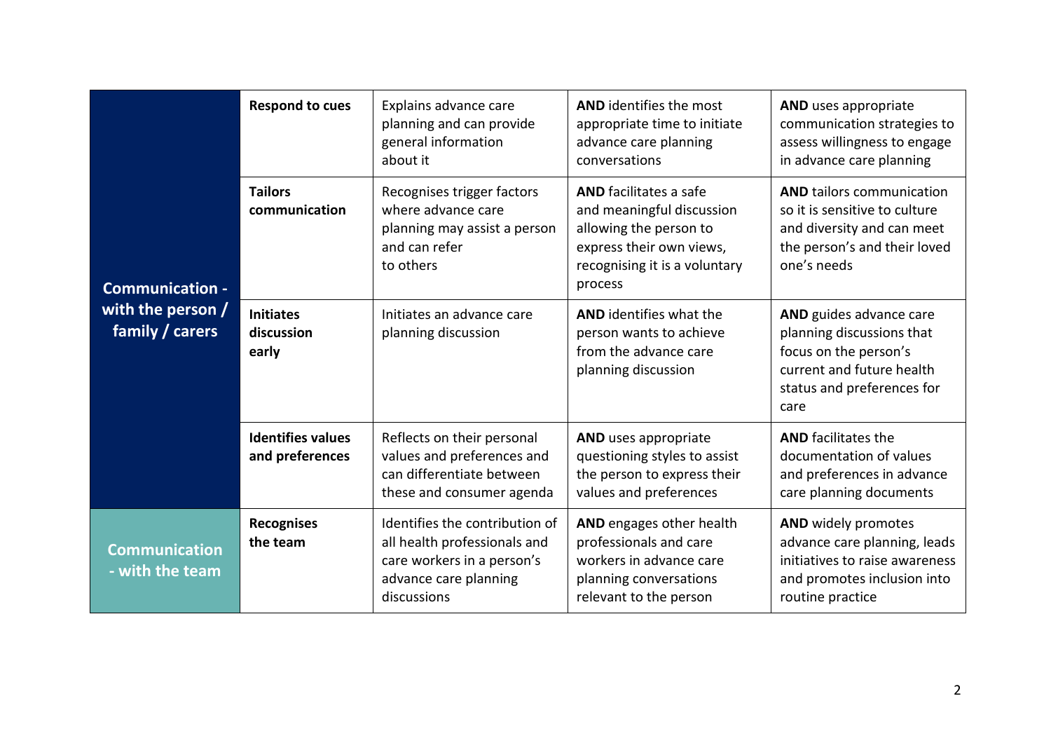| | | | | |
|---|---|---|---|---|
| **Communication - with the person / family / carers** | **Respond to cues** | Explains advance care planning and can provide general information about it | **AND** identifies the most appropriate time to initiate advance care planning conversations | **AND** uses appropriate communication strategies to assess willingness to engage in advance care planning |
| | **Tailors communication** | Recognises trigger factors where advance care planning may assist a person and can refer to others | **AND** facilitates a safe and meaningful discussion allowing the person to express their own views, recognising it is a voluntary process | **AND** tailors communication so it is sensitive to culture and diversity and can meet the person's and their loved one's needs |
| | **Initiates discussion early** | Initiates an advance care planning discussion | **AND** identifies what the person wants to achieve from the advance care planning discussion | **AND** guides advance care planning discussions that focus on the person's current and future health status and preferences for care |
| | **Identifies values and preferences** | Reflects on their personal values and preferences and can differentiate between these and consumer agenda | **AND** uses appropriate questioning styles to assist the person to express their values and preferences | **AND** facilitates the documentation of values and preferences in advance care planning documents |
| **Communication - with the team** | **Recognises the team** | Identifies the contribution of all health professionals and care workers in a person's advance care planning discussions | **AND** engages other health professionals and care workers in advance care planning conversations relevant to the person | **AND** widely promotes advance care planning, leads initiatives to raise awareness and promotes inclusion into routine practice |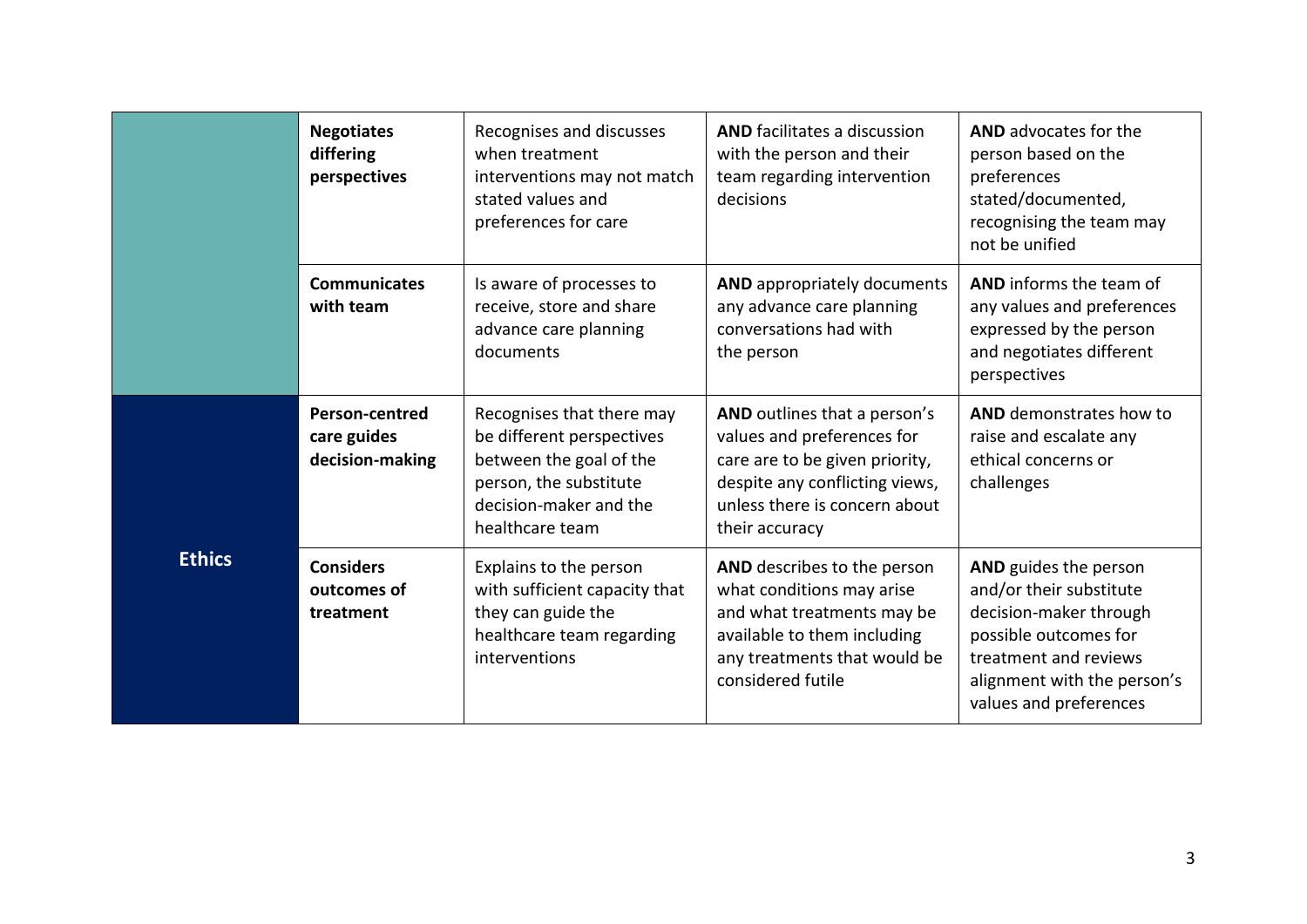| | | | | |
|---|---|---|---|---|
| | **Negotiates differing perspectives** | Recognises and discusses when treatment interventions may not match stated values and preferences for care | **AND** facilitates a discussion with the person and their team regarding intervention decisions | **AND** advocates for the person based on the preferences stated/documented, recognising the team may not be unified |
| | **Communicates with team** | Is aware of processes to receive, store and share advance care planning documents | **AND** appropriately documents any advance care planning conversations had with the person | **AND** informs the team of any values and preferences expressed by the person and negotiates different perspectives |
| **Ethics** | **Person-centred care guides decision-making** | Recognises that there may be different perspectives between the goal of the person, the substitute decision-maker and the healthcare team | **AND** outlines that a person's values and preferences for care are to be given priority, despite any conflicting views, unless there is concern about their accuracy | **AND** demonstrates how to raise and escalate any ethical concerns or challenges |
| | **Considers outcomes of treatment** | Explains to the person with sufficient capacity that they can guide the healthcare team regarding interventions | **AND** describes to the person what conditions may arise and what treatments may be available to them including any treatments that would be considered futile | **AND** guides the person and/or their substitute decision-maker through possible outcomes for treatment and reviews alignment with the person's values and preferences |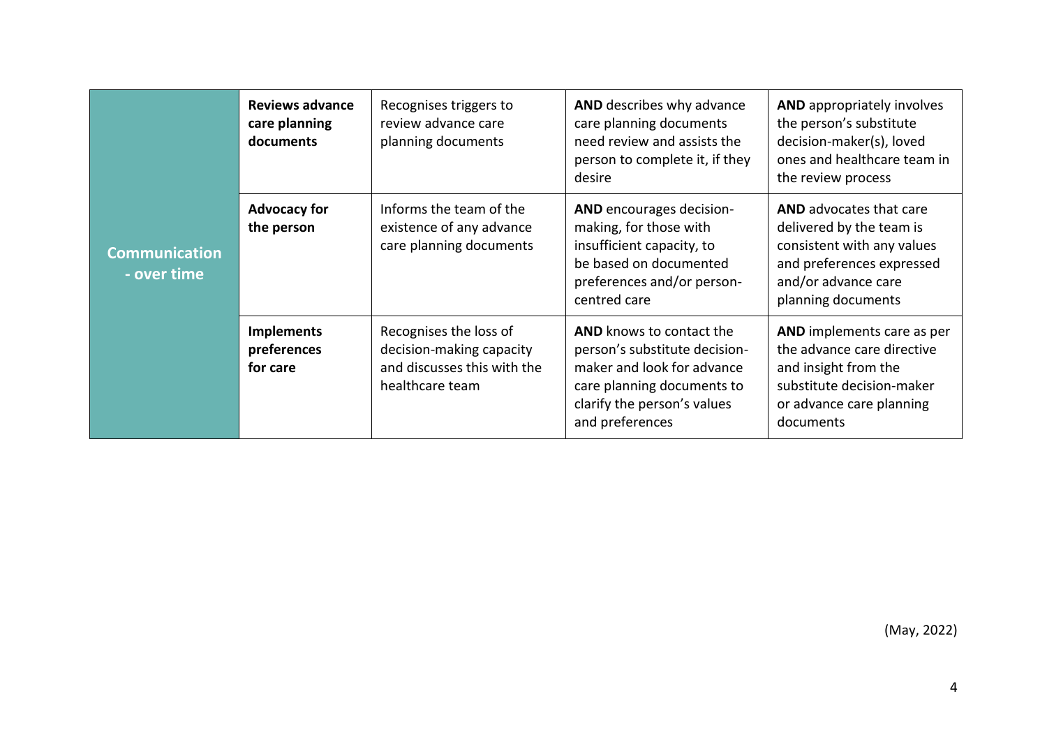| | | | | |
|---|---|---|---|---|
| **Communication - over time** | **Reviews advance care planning documents** | Recognises triggers to review advance care planning documents | **AND** describes why advance care planning documents need review and assists the person to complete it, if they desire | **AND** appropriately involves the person's substitute decision-maker(s), loved ones and healthcare team in the review process |
| | **Advocacy for the person** | Informs the team of the existence of any advance care planning documents | **AND** encourages decision-making, for those with insufficient capacity, to be based on documented preferences and/or person-centred care | **AND** advocates that care delivered by the team is consistent with any values and preferences expressed and/or advance care planning documents |
| | **Implements preferences for care** | Recognises the loss of decision-making capacity and discusses this with the healthcare team | **AND** knows to contact the person's substitute decision-maker and look for advance care planning documents to clarify the person's values and preferences | **AND** implements care as per the advance care directive and insight from the substitute decision-maker or advance care planning documents |

(May, 2022)